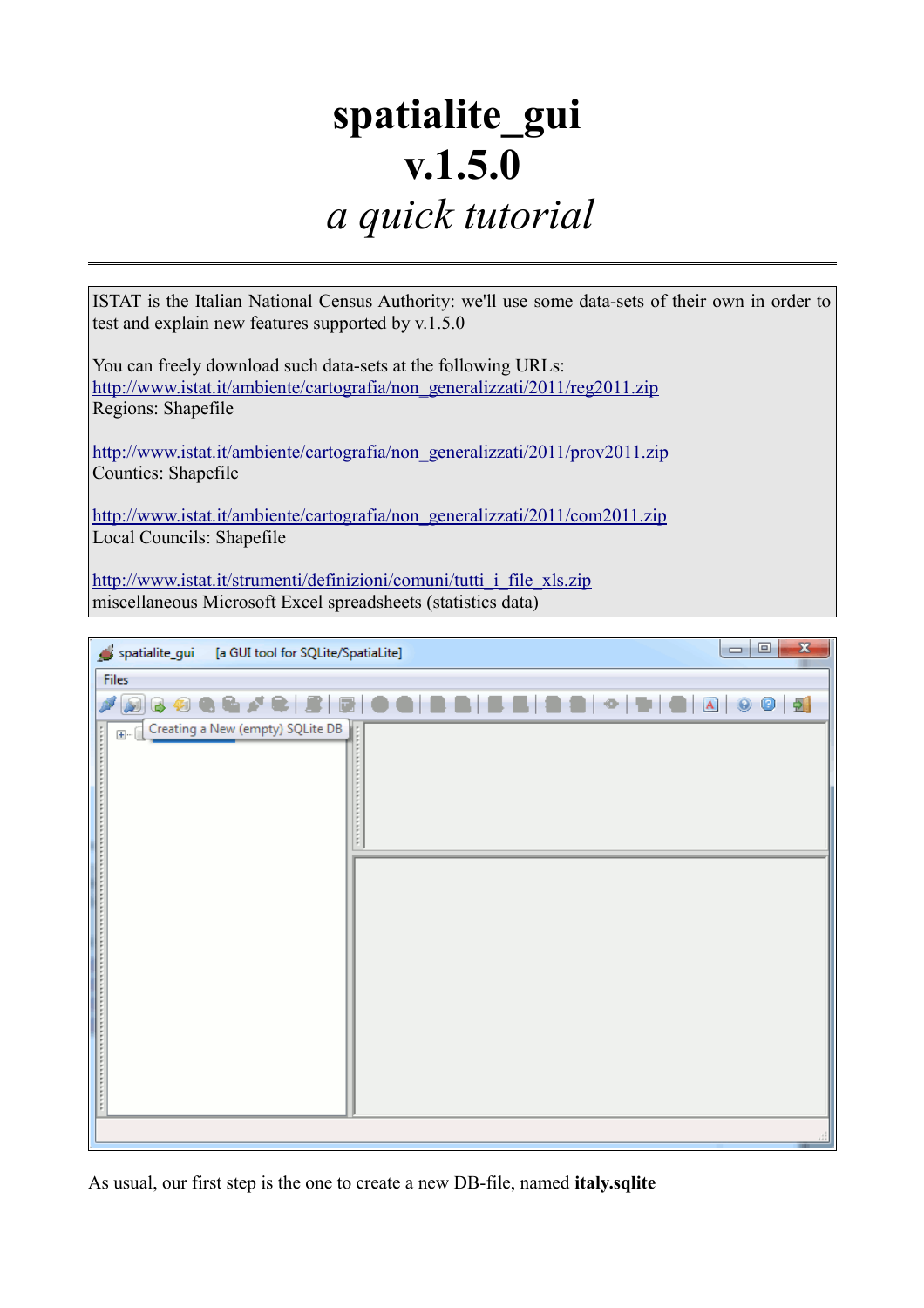# spatialite_gui v.1.5.0

*a quick tutorial*

---

ISTAT is the Italian National Census Authority: we'll use some data-sets of their own in order to test and explain new features supported by v.1.5.0

You can freely download such data-sets at the following URLs:
http://www.istat.it/ambiente/cartografia/non_generalizzati/2011/reg2011.zip
Regions: Shapefile

http://www.istat.it/ambiente/cartografia/non_generalizzati/2011/prov2011.zip
Counties: Shapefile

http://www.istat.it/ambiente/cartografia/non_generalizzati/2011/com2011.zip
Local Councils: Shapefile

http://www.istat.it/strumenti/definizioni/comuni/tutti_i_file_xls.zip
miscellaneous Microsoft Excel spreadsheets (statistics data)

As usual, our first step is the one to create a new DB-file, named **italy.sqlite**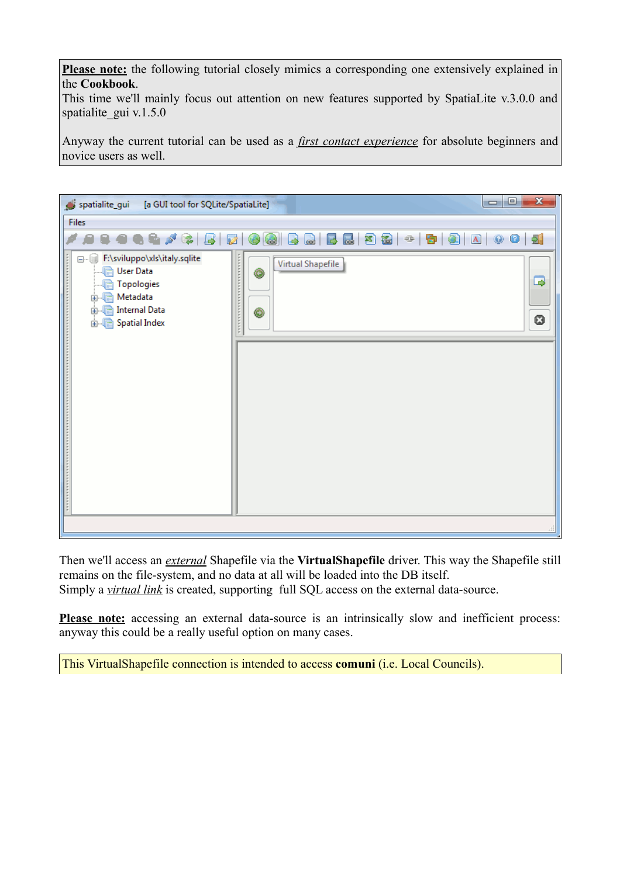**Please note:** the following tutorial closely mimics a corresponding one extensively explained in the **Cookbook**.
This time we'll mainly focus out attention on new features supported by SpatiaLite v.3.0.0 and spatialite_gui v.1.5.0

Anyway the current tutorial can be used as a *first contact experience* for absolute beginners and novice users as well.

Then we'll access an *external* Shapefile via the **VirtualShapefile** driver. This way the Shapefile still remains on the file-system, and no data at all will be loaded into the DB itself.
Simply a *virtual link* is created, supporting full SQL access on the external data-source.

**Please note:** accessing an external data-source is an intrinsically slow and inefficient process: anyway this could be a really useful option on many cases.

This VirtualShapefile connection is intended to access **comuni** (i.e. Local Councils).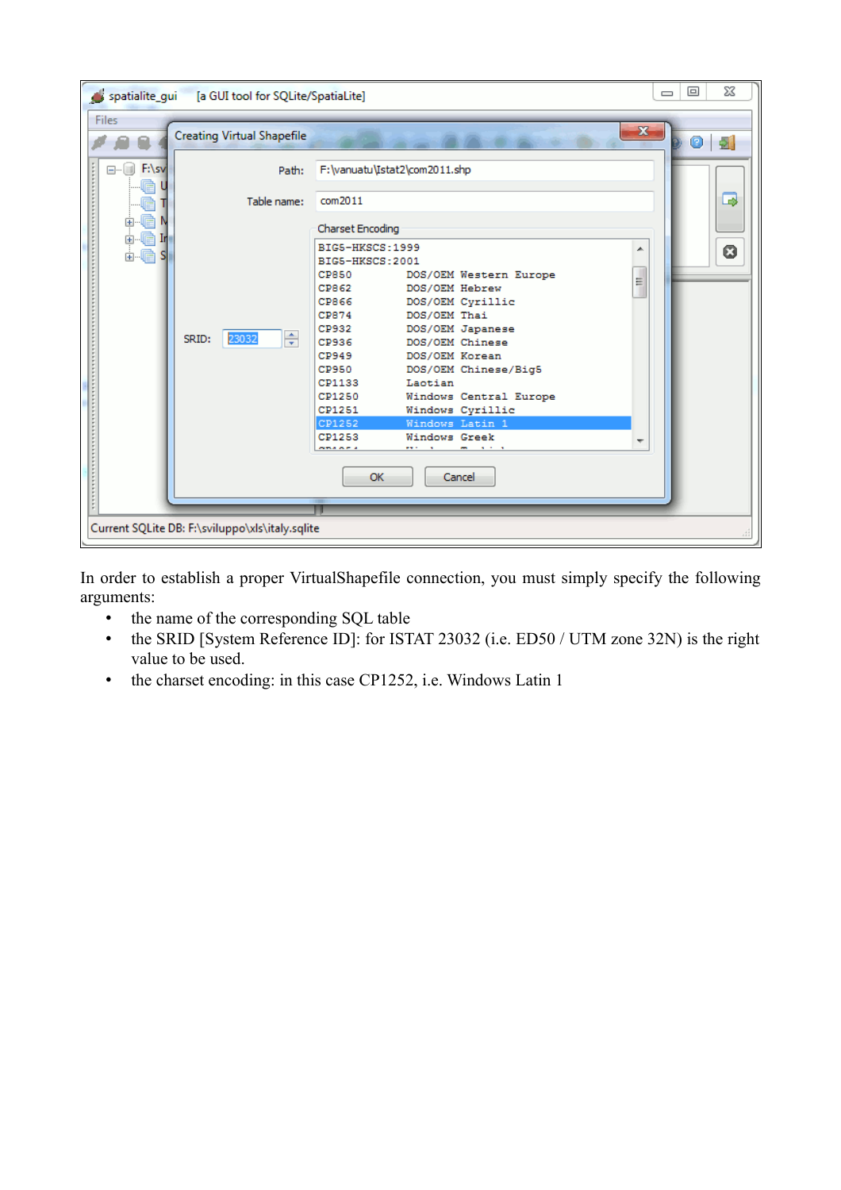In order to establish a proper VirtualShapefile connection, you must simply specify the following arguments:

- the name of the corresponding SQL table
- the SRID [System Reference ID]: for ISTAT 23032 (i.e. ED50 / UTM zone 32N) is the right value to be used.
- the charset encoding: in this case CP1252, i.e. Windows Latin 1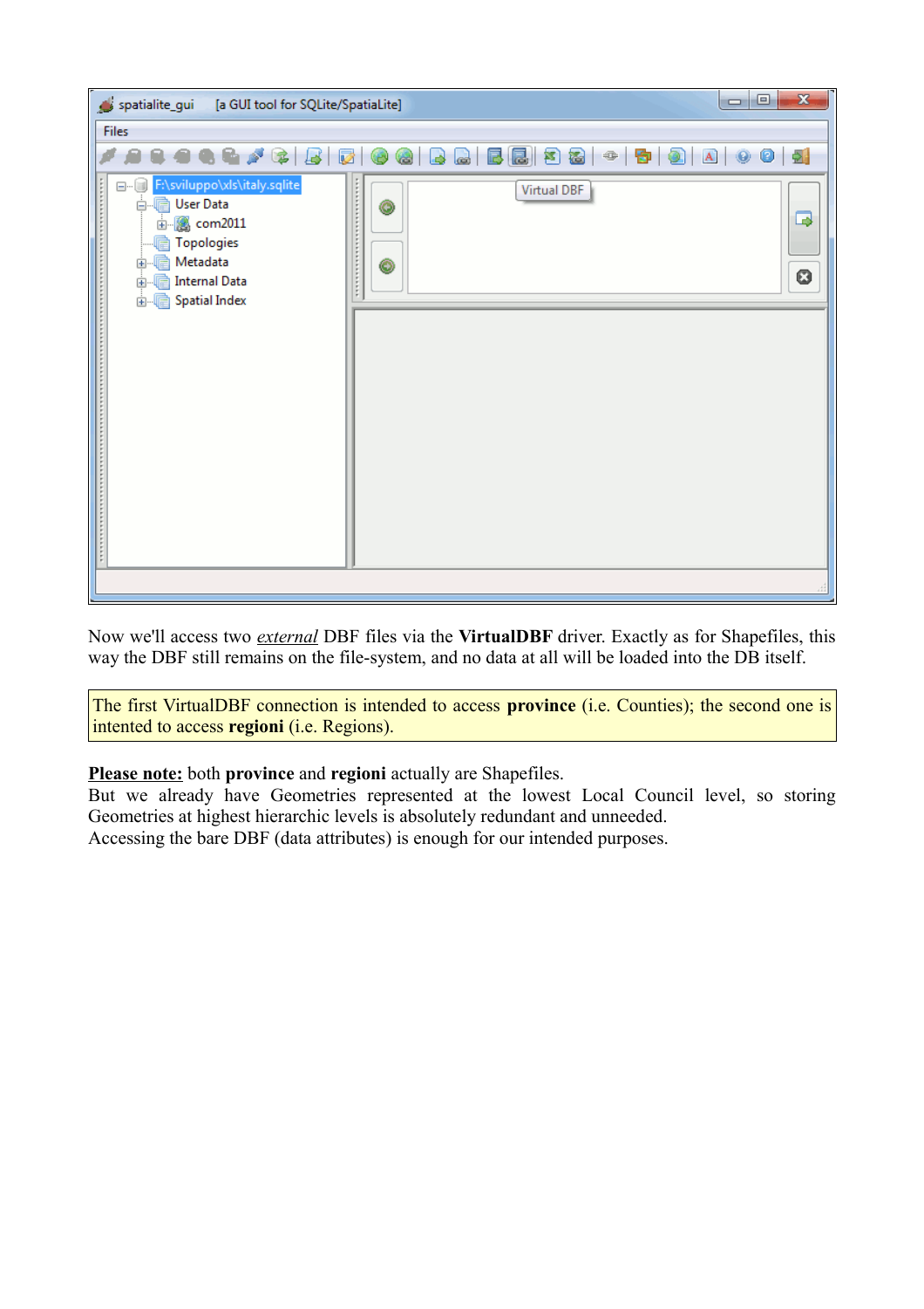Now we'll access two *external* DBF files via the **VirtualDBF** driver. Exactly as for Shapefiles, this way the DBF still remains on the file-system, and no data at all will be loaded into the DB itself.

The first VirtualDBF connection is intended to access **province** (i.e. Counties); the second one is intented to access **regioni** (i.e. Regions).

**Please note:** both **province** and **regioni** actually are Shapefiles.
But we already have Geometries represented at the lowest Local Council level, so storing Geometries at highest hierarchic levels is absolutely redundant and unneeded.
Accessing the bare DBF (data attributes) is enough for our intended purposes.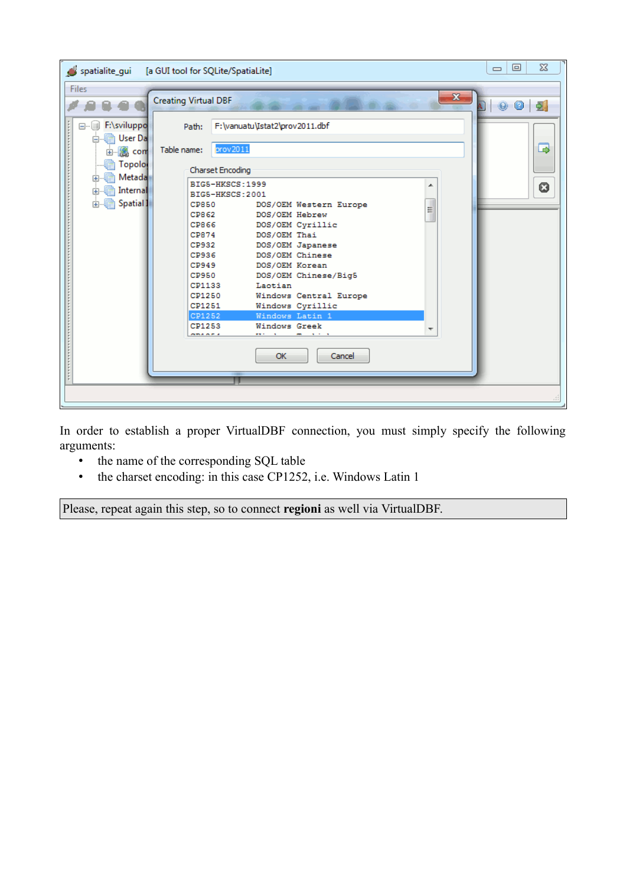In order to establish a proper VirtualDBF connection, you must simply specify the following arguments:

- the name of the corresponding SQL table
- the charset encoding: in this case CP1252, i.e. Windows Latin 1

Please, repeat again this step, so to connect **regioni** as well via VirtualDBF.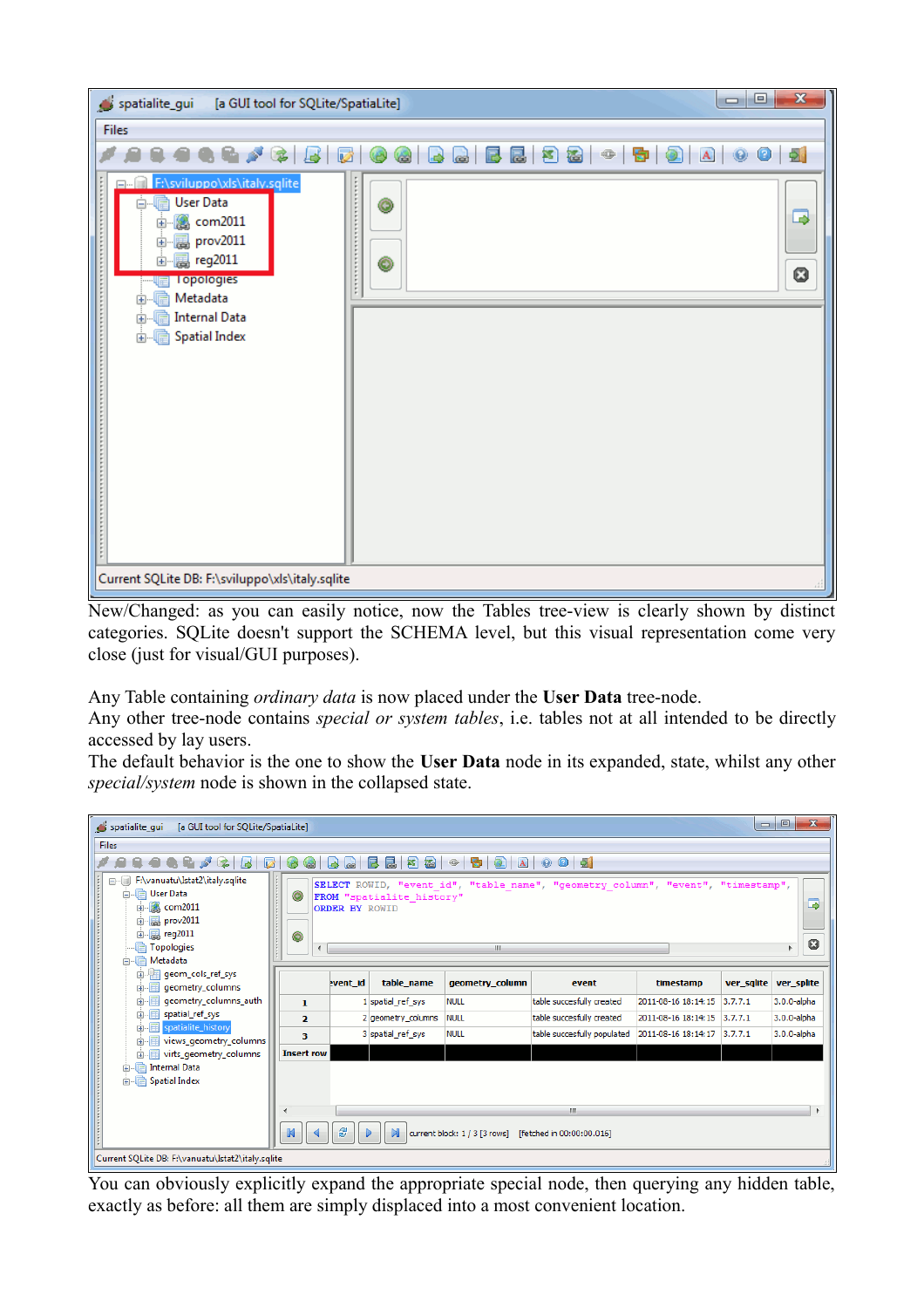New/Changed: as you can easily notice, now the Tables tree-view is clearly shown by distinct categories. SQLite doesn't support the SCHEMA level, but this visual representation come very close (just for visual/GUI purposes).

Any Table containing *ordinary data* is now placed under the **User Data** tree-node.
Any other tree-node contains *special or system tables*, i.e. tables not at all intended to be directly accessed by lay users.
The default behavior is the one to show the **User Data** node in its expanded, state, whilst any other *special/system* node is shown in the collapsed state.

You can obviously explicitly expand the appropriate special node, then querying any hidden table, exactly as before: all them are simply displaced into a most convenient location.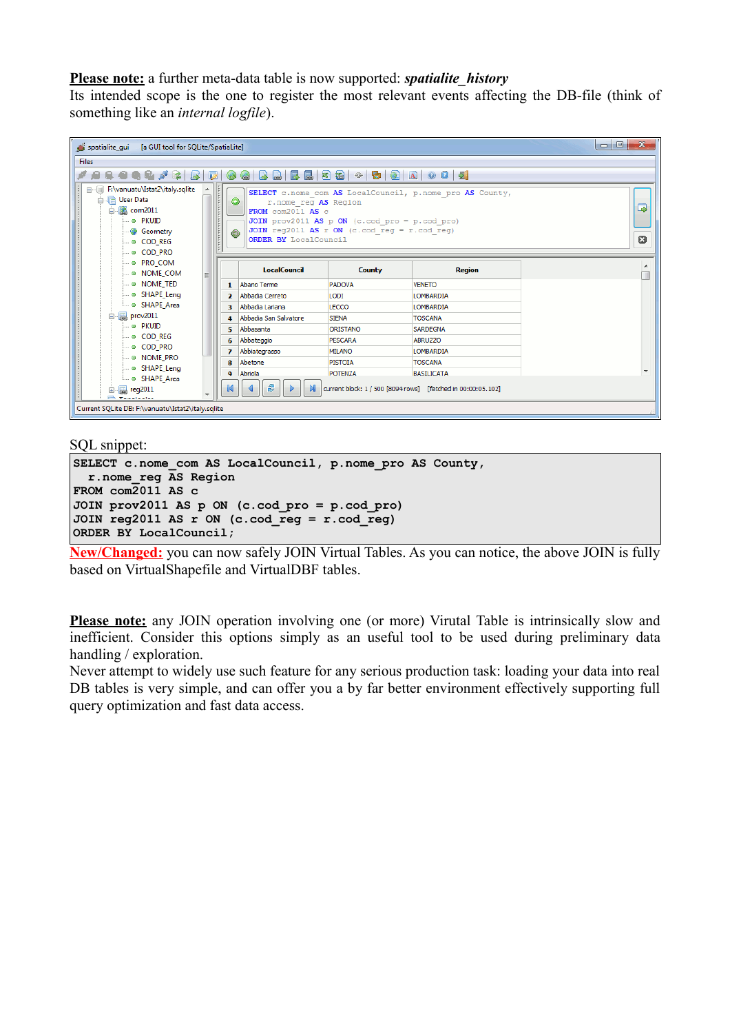**Please note:** a further meta-data table is now supported: ***spatialite_history***
Its intended scope is the one to register the most relevant events affecting the DB-file (think of something like an *internal logfile*).

SQL snippet:

```
SELECT c.nome_com AS LocalCouncil, p.nome_pro AS County,
  r.nome_reg AS Region
FROM com2011 AS c
JOIN prov2011 AS p ON (c.cod_pro = p.cod_pro)
JOIN reg2011 AS r ON (c.cod_reg = r.cod_reg)
ORDER BY LocalCouncil;
```

**New/Changed:** you can now safely JOIN Virtual Tables. As you can notice, the above JOIN is fully based on VirtualShapefile and VirtualDBF tables.

**Please note:** any JOIN operation involving one (or more) Virutal Table is intrinsically slow and inefficient. Consider this options simply as an useful tool to be used during preliminary data handling / exploration.
Never attempt to widely use such feature for any serious production task: loading your data into real DB tables is very simple, and can offer you a by far better environment effectively supporting full query optimization and fast data access.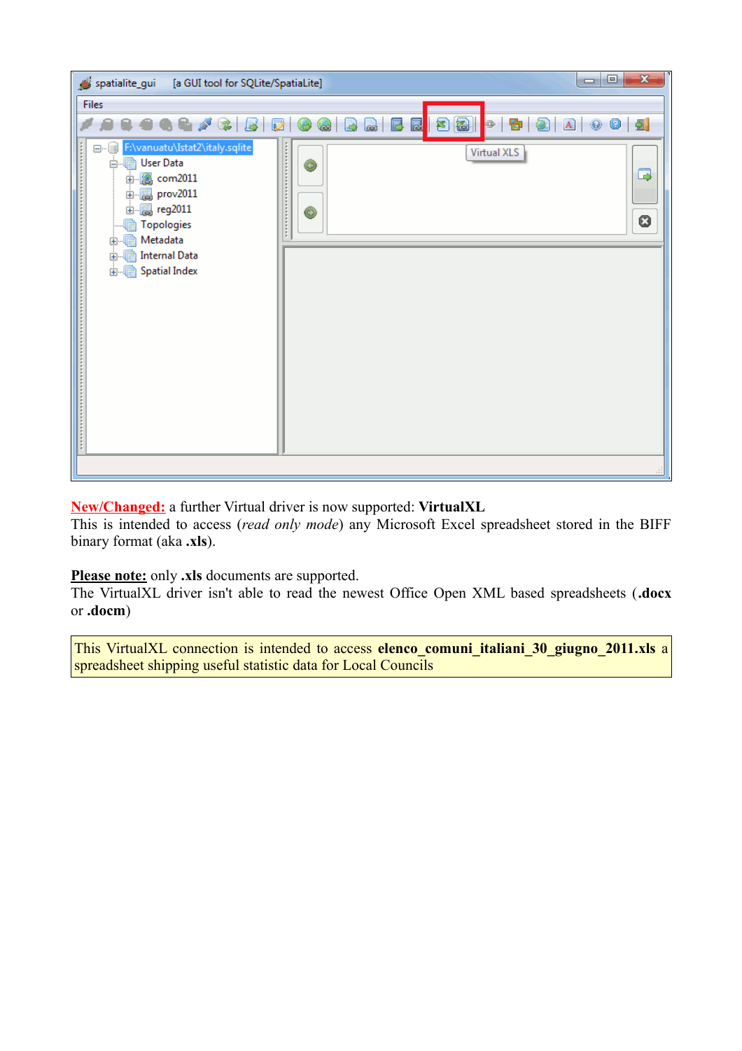**New/Changed:** a further Virtual driver is now supported: **VirtualXL**
This is intended to access (*read only mode*) any Microsoft Excel spreadsheet stored in the BIFF binary format (aka **.xls**).

**Please note:** only **.xls** documents are supported.
The VirtualXL driver isn't able to read the newest Office Open XML based spreadsheets (**.docx** or **.docm**)

This VirtualXL connection is intended to access **elenco_comuni_italiani_30_giugno_2011.xls** a spreadsheet shipping useful statistic data for Local Councils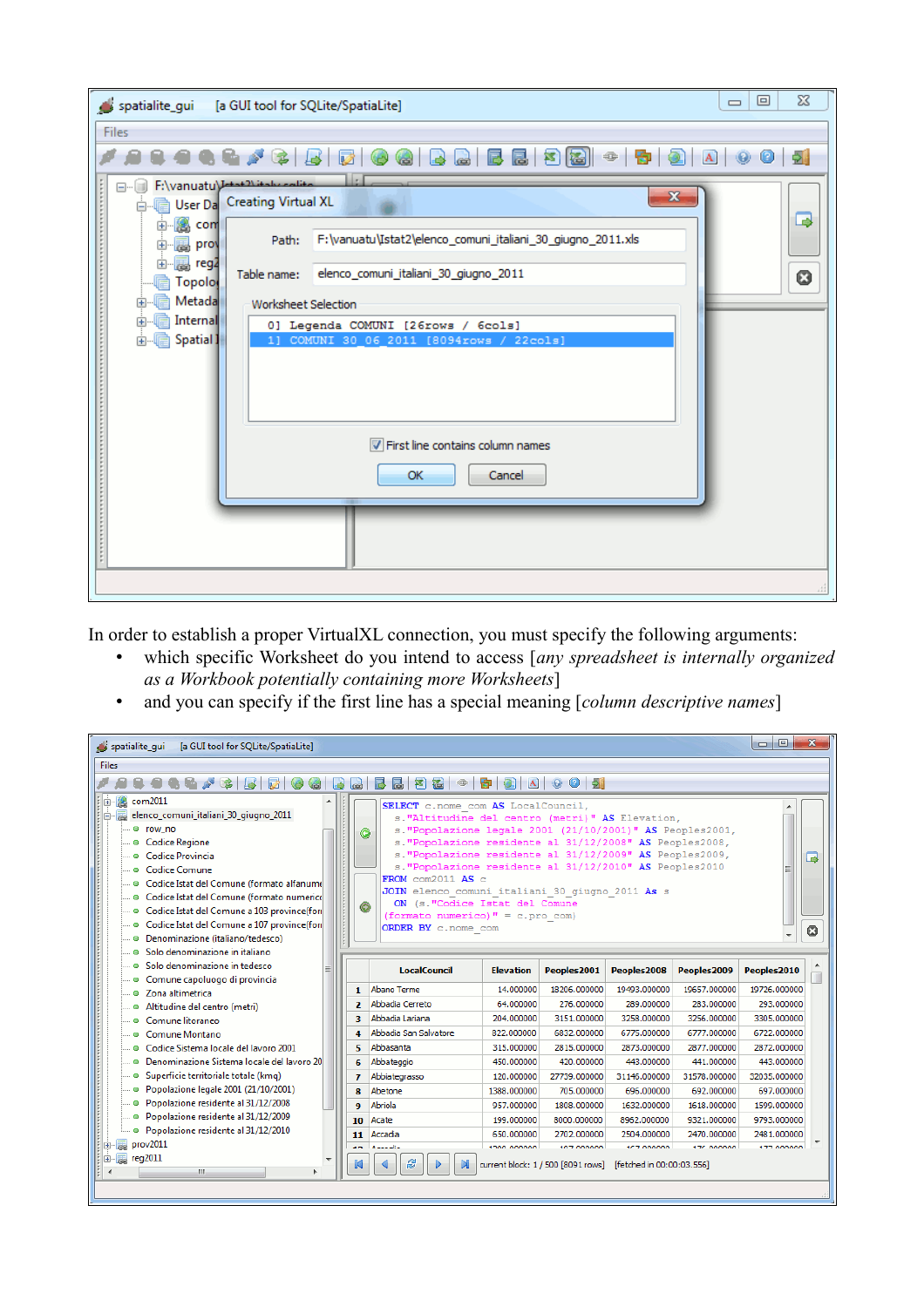In order to establish a proper VirtualXL connection, you must specify the following arguments:

- which specific Worksheet do you intend to access [*any spreadsheet is internally organized as a Workbook potentially containing more Worksheets*]
- and you can specify if the first line has a special meaning [*column descriptive names*]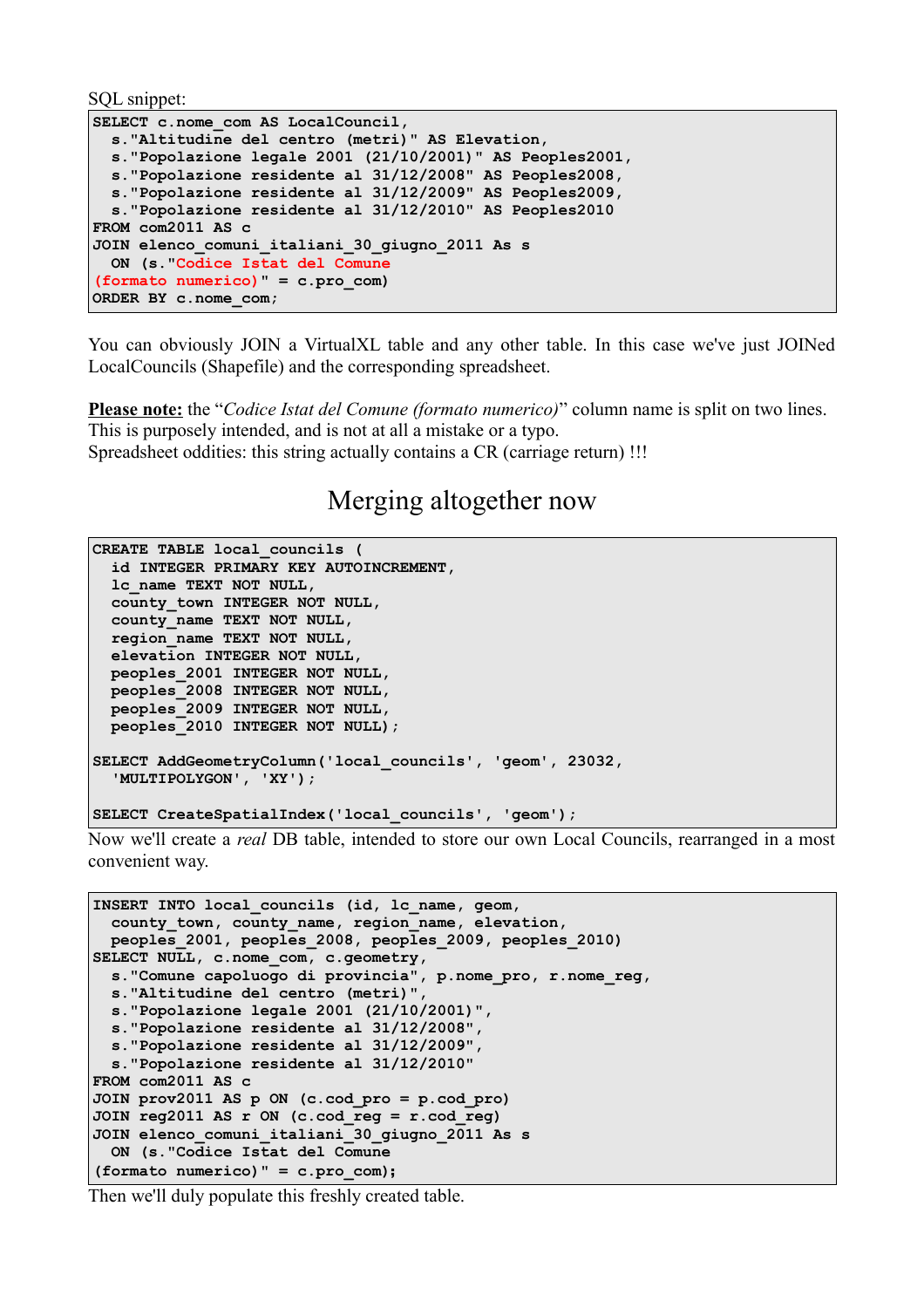SQL snippet:

```
SELECT c.nome_com AS LocalCouncil,
  s."Altitudine del centro (metri)" AS Elevation,
  s."Popolazione legale 2001 (21/10/2001)" AS Peoples2001,
  s."Popolazione residente al 31/12/2008" AS Peoples2008,
  s."Popolazione residente al 31/12/2009" AS Peoples2009,
  s."Popolazione residente al 31/12/2010" AS Peoples2010
FROM com2011 AS c
JOIN elenco_comuni_italiani_30_giugno_2011 As s
  ON (s."Codice Istat del Comune
(formato numerico)" = c.pro_com)
ORDER BY c.nome_com;
```

You can obviously JOIN a VirtualXL table and any other table. In this case we've just JOINed LocalCouncils (Shapefile) and the corresponding spreadsheet.

**Please note:** the "*Codice Istat del Comune (formato numerico)*" column name is split on two lines. This is purposely intended, and is not at all a mistake or a typo.
Spreadsheet oddities: this string actually contains a CR (carriage return) !!!

# Merging altogether now

```
CREATE TABLE local_councils (
  id INTEGER PRIMARY KEY AUTOINCREMENT,
  lc_name TEXT NOT NULL,
  county_town INTEGER NOT NULL,
  county_name TEXT NOT NULL,
  region_name TEXT NOT NULL,
  elevation INTEGER NOT NULL,
  peoples_2001 INTEGER NOT NULL,
  peoples_2008 INTEGER NOT NULL,
  peoples_2009 INTEGER NOT NULL,
  peoples_2010 INTEGER NOT NULL);

SELECT AddGeometryColumn('local_councils', 'geom', 23032,
  'MULTIPOLYGON', 'XY');

SELECT CreateSpatialIndex('local_councils', 'geom');
```

Now we'll create a *real* DB table, intended to store our own Local Councils, rearranged in a most convenient way.

```
INSERT INTO local_councils (id, lc_name, geom,
  county_town, county_name, region_name, elevation,
  peoples_2001, peoples_2008, peoples_2009, peoples_2010)
SELECT NULL, c.nome_com, c.geometry,
  s."Comune capoluogo di provincia", p.nome_pro, r.nome_reg,
  s."Altitudine del centro (metri)",
  s."Popolazione legale 2001 (21/10/2001)",
  s."Popolazione residente al 31/12/2008",
  s."Popolazione residente al 31/12/2009",
  s."Popolazione residente al 31/12/2010"
FROM com2011 AS c
JOIN prov2011 AS p ON (c.cod_pro = p.cod_pro)
JOIN reg2011 AS r ON (c.cod_reg = r.cod_reg)
JOIN elenco_comuni_italiani_30_giugno_2011 As s
  ON (s."Codice Istat del Comune
(formato numerico)" = c.pro_com);
```

Then we'll duly populate this freshly created table.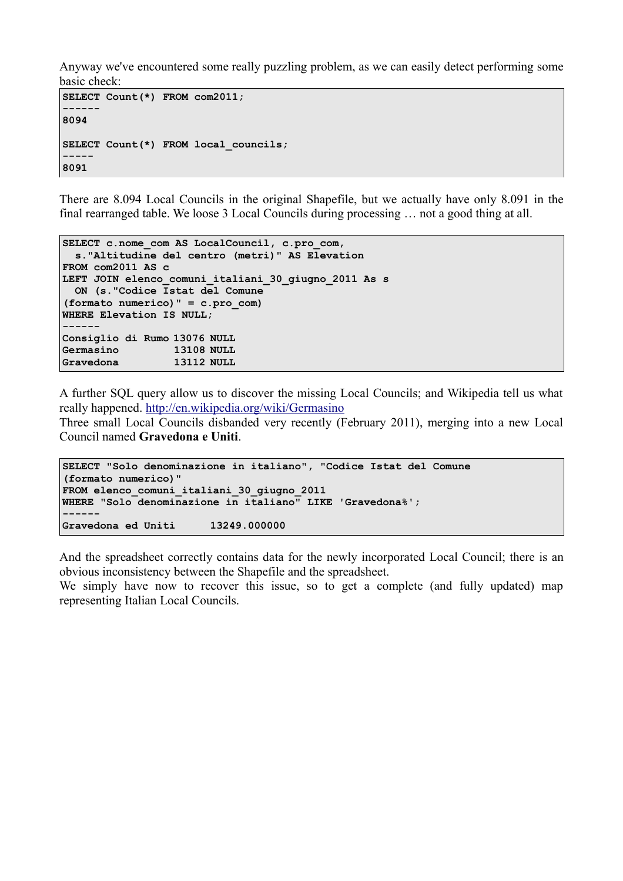Anyway we've encountered some really puzzling problem, as we can easily detect performing some basic check:

```
SELECT Count(*) FROM com2011;
------
8094

SELECT Count(*) FROM local_councils;
-----
8091
```

There are 8.094 Local Councils in the original Shapefile, but we actually have only 8.091 in the final rearranged table. We loose 3 Local Councils during processing … not a good thing at all.

```
SELECT c.nome_com AS LocalCouncil, c.pro_com,
  s."Altitudine del centro (metri)" AS Elevation
FROM com2011 AS c
LEFT JOIN elenco_comuni_italiani_30_giugno_2011 As s
  ON (s."Codice Istat del Comune
(formato numerico)" = c.pro_com)
WHERE Elevation IS NULL;
------
Consiglio di Rumo 13076 NULL
Germasino         13108 NULL
Gravedona         13112 NULL
```

A further SQL query allow us to discover the missing Local Councils; and Wikipedia tell us what really happened. http://en.wikipedia.org/wiki/Germasino

Three small Local Councils disbanded very recently (February 2011), merging into a new Local Council named **Gravedona e Uniti**.

```
SELECT "Solo denominazione in italiano", "Codice Istat del Comune
(formato numerico)"
FROM elenco_comuni_italiani_30_giugno_2011
WHERE "Solo denominazione in italiano" LIKE 'Gravedona%';
------
Gravedona ed Uniti      13249.000000
```

And the spreadsheet correctly contains data for the newly incorporated Local Council; there is an obvious inconsistency between the Shapefile and the spreadsheet.

We simply have now to recover this issue, so to get a complete (and fully updated) map representing Italian Local Councils.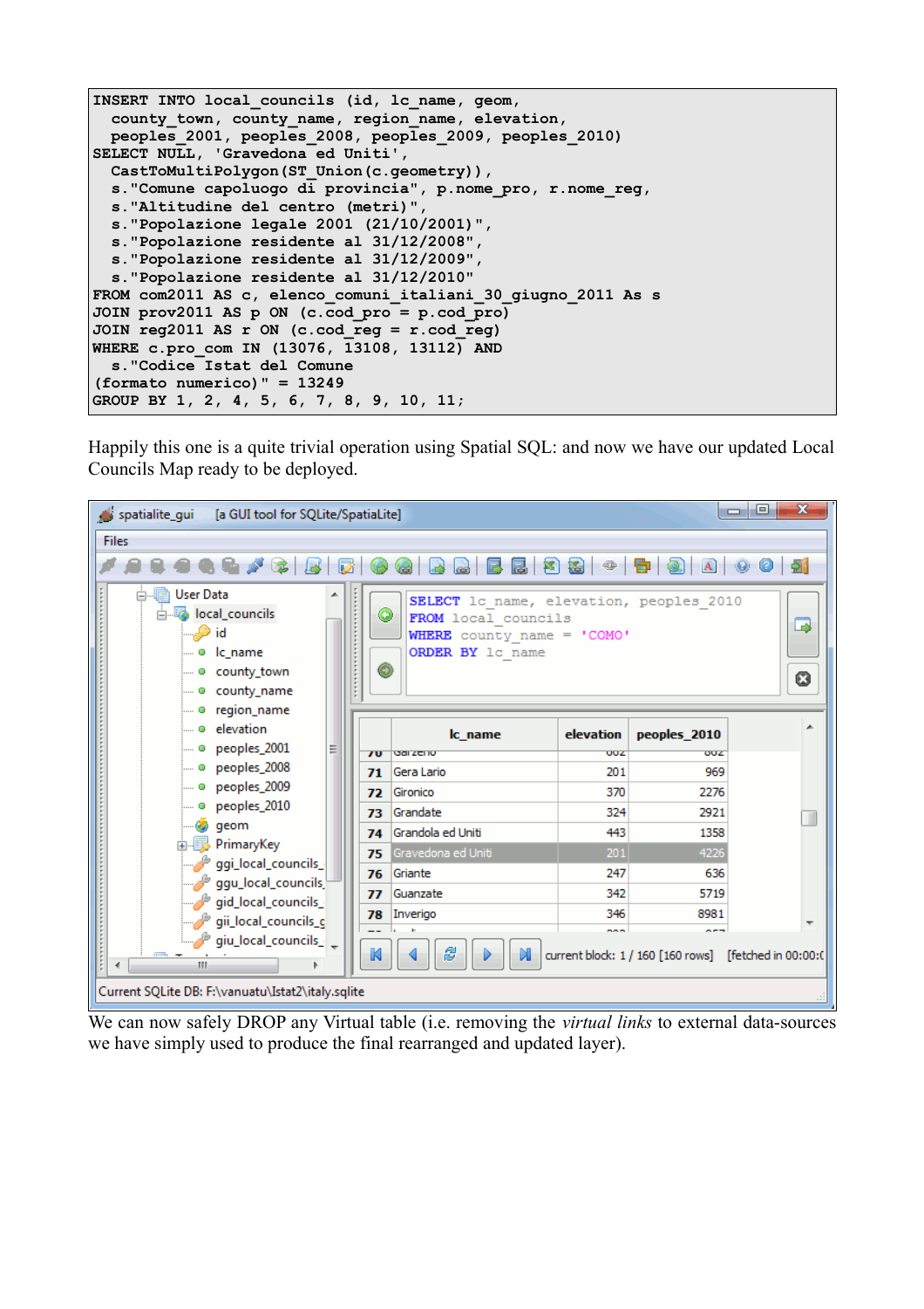```
INSERT INTO local_councils (id, lc_name, geom,
  county_town, county_name, region_name, elevation,
  peoples_2001, peoples_2008, peoples_2009, peoples_2010)
SELECT NULL, 'Gravedona ed Uniti',
  CastToMultiPolygon(ST_Union(c.geometry)),
  s."Comune capoluogo di provincia", p.nome_pro, r.nome_reg,
  s."Altitudine del centro (metri)",
  s."Popolazione legale 2001 (21/10/2001)",
  s."Popolazione residente al 31/12/2008",
  s."Popolazione residente al 31/12/2009",
  s."Popolazione residente al 31/12/2010"
FROM com2011 AS c, elenco_comuni_italiani_30_giugno_2011 As s
JOIN prov2011 AS p ON (c.cod_pro = p.cod_pro)
JOIN reg2011 AS r ON (c.cod_reg = r.cod_reg)
WHERE c.pro_com IN (13076, 13108, 13112) AND
  s."Codice Istat del Comune
(formato numerico)" = 13249
GROUP BY 1, 2, 4, 5, 6, 7, 8, 9, 10, 11;
```

Happily this one is a quite trivial operation using Spatial SQL: and now we have our updated Local Councils Map ready to be deployed.

We can now safely DROP any Virtual table (i.e. removing the *virtual links* to external data-sources we have simply used to produce the final rearranged and updated layer).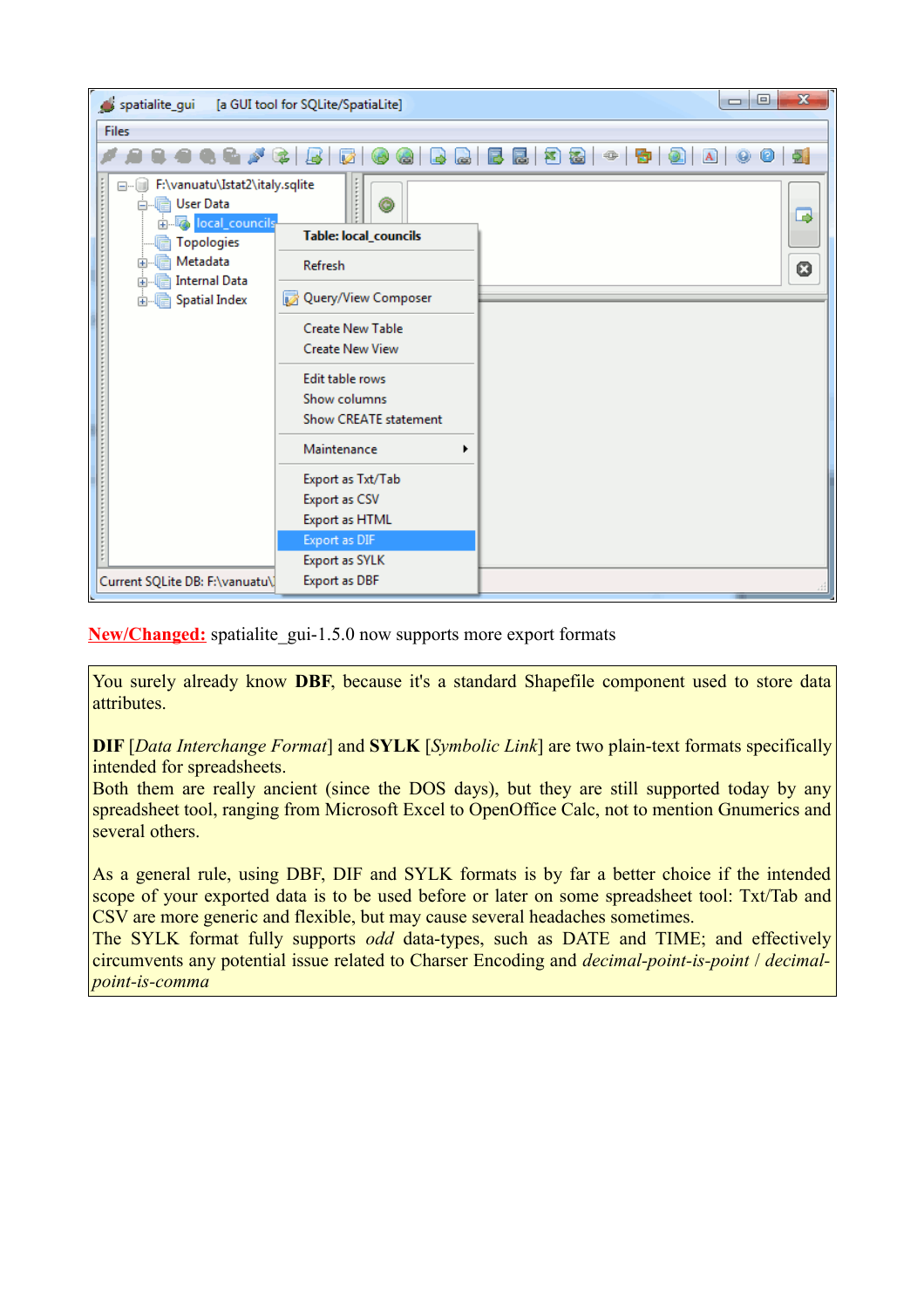**New/Changed:** spatialite_gui-1.5.0 now supports more export formats

You surely already know **DBF**, because it's a standard Shapefile component used to store data attributes.

**DIF** [*Data Interchange Format*] and **SYLK** [*Symbolic Link*] are two plain-text formats specifically intended for spreadsheets.
Both them are really ancient (since the DOS days), but they are still supported today by any spreadsheet tool, ranging from Microsoft Excel to OpenOffice Calc, not to mention Gnumerics and several others.

As a general rule, using DBF, DIF and SYLK formats is by far a better choice if the intended scope of your exported data is to be used before or later on some spreadsheet tool: Txt/Tab and CSV are more generic and flexible, but may cause several headaches sometimes.
The SYLK format fully supports *odd* data-types, such as DATE and TIME; and effectively circumvents any potential issue related to Charser Encoding and *decimal-point-is-point* / *decimal-point-is-comma*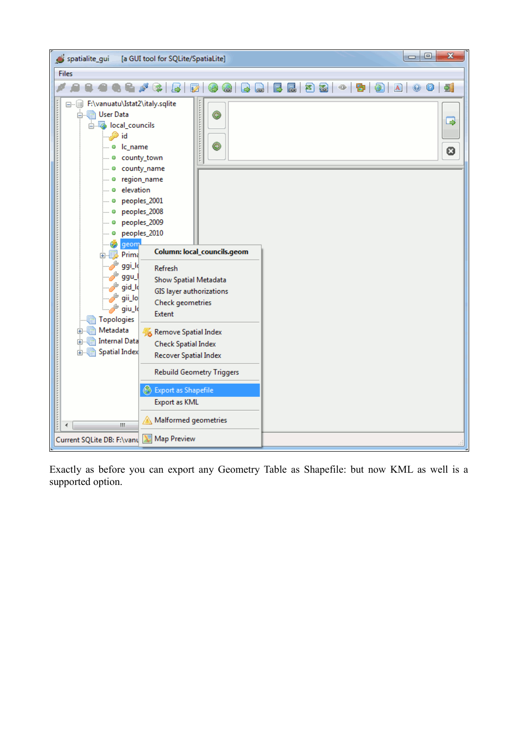Exactly as before you can export any Geometry Table as Shapefile: but now KML as well is a supported option.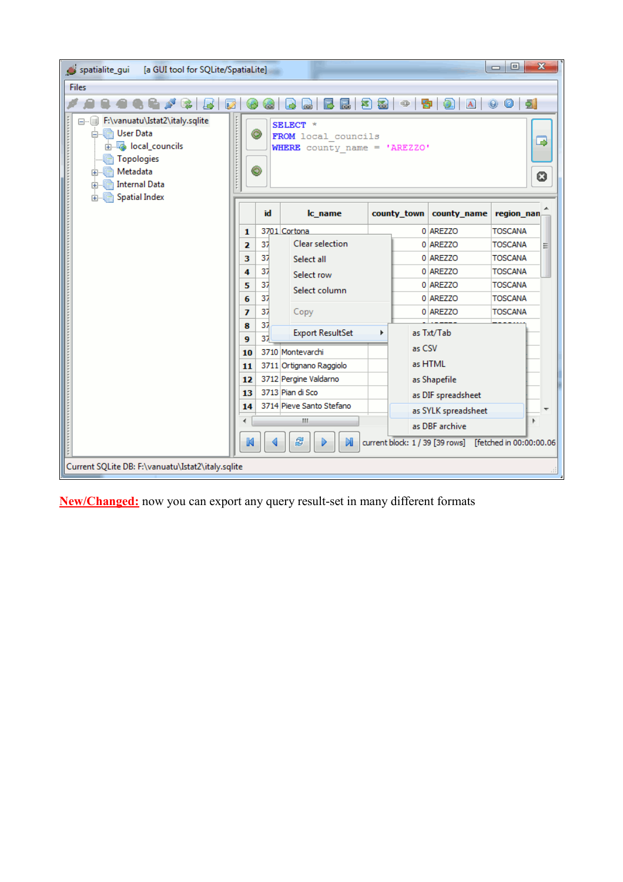**New/Changed:** now you can export any query result-set in many different formats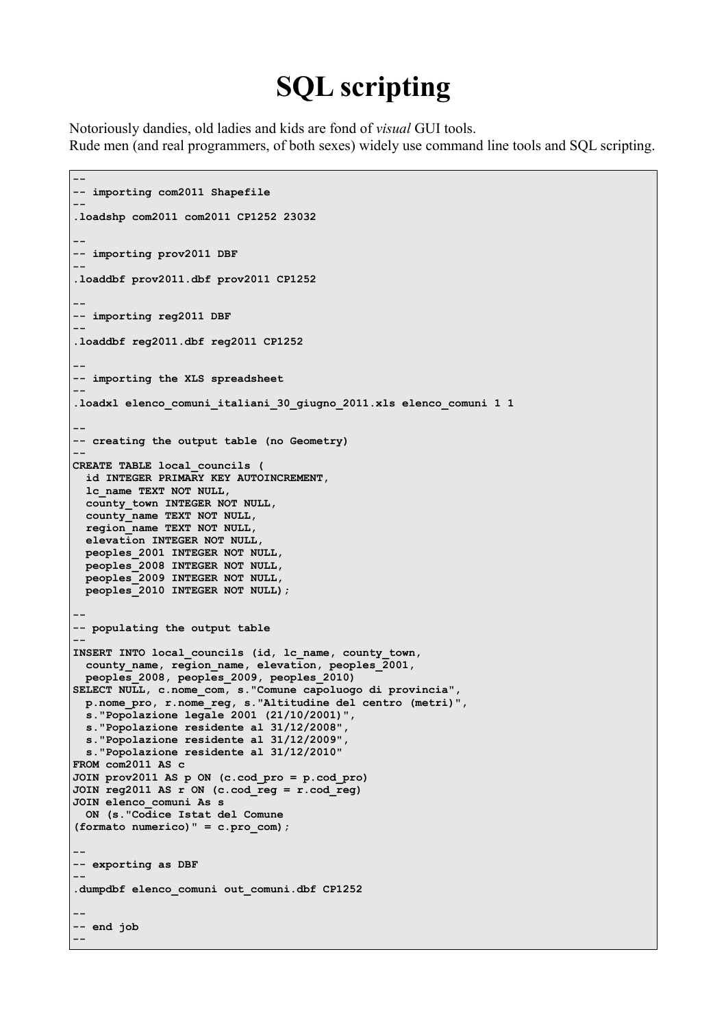# SQL scripting

Notoriously dandies, old ladies and kids are fond of *visual* GUI tools.
Rude men (and real programmers, of both sexes) widely use command line tools and SQL scripting.

```
--
-- importing com2011 Shapefile
--
.loadshp com2011 com2011 CP1252 23032

--
-- importing prov2011 DBF
--
.loaddbf prov2011.dbf prov2011 CP1252

--
-- importing reg2011 DBF
--
.loaddbf reg2011.dbf reg2011 CP1252

--
-- importing the XLS spreadsheet
--
.loadxl elenco_comuni_italiani_30_giugno_2011.xls elenco_comuni 1 1

--
-- creating the output table (no Geometry)
--
CREATE TABLE local_councils (
  id INTEGER PRIMARY KEY AUTOINCREMENT,
  lc_name TEXT NOT NULL,
  county_town INTEGER NOT NULL,
  county_name TEXT NOT NULL,
  region_name TEXT NOT NULL,
  elevation INTEGER NOT NULL,
  peoples_2001 INTEGER NOT NULL,
  peoples_2008 INTEGER NOT NULL,
  peoples_2009 INTEGER NOT NULL,
  peoples_2010 INTEGER NOT NULL);

--
-- populating the output table
--
INSERT INTO local_councils (id, lc_name, county_town,
  county_name, region_name, elevation, peoples_2001,
  peoples_2008, peoples_2009, peoples_2010)
SELECT NULL, c.nome_com, s."Comune capoluogo di provincia",
  p.nome_pro, r.nome_reg, s."Altitudine del centro (metri)",
  s."Popolazione legale 2001 (21/10/2001)",
  s."Popolazione residente al 31/12/2008",
  s."Popolazione residente al 31/12/2009",
  s."Popolazione residente al 31/12/2010"
FROM com2011 AS c
JOIN prov2011 AS p ON (c.cod_pro = p.cod_pro)
JOIN reg2011 AS r ON (c.cod_reg = r.cod_reg)
JOIN elenco_comuni As s
  ON (s."Codice Istat del Comune
(formato numerico)" = c.pro_com);

--
-- exporting as DBF
--
.dumpdbf elenco_comuni out_comuni.dbf CP1252

--
-- end job
--
```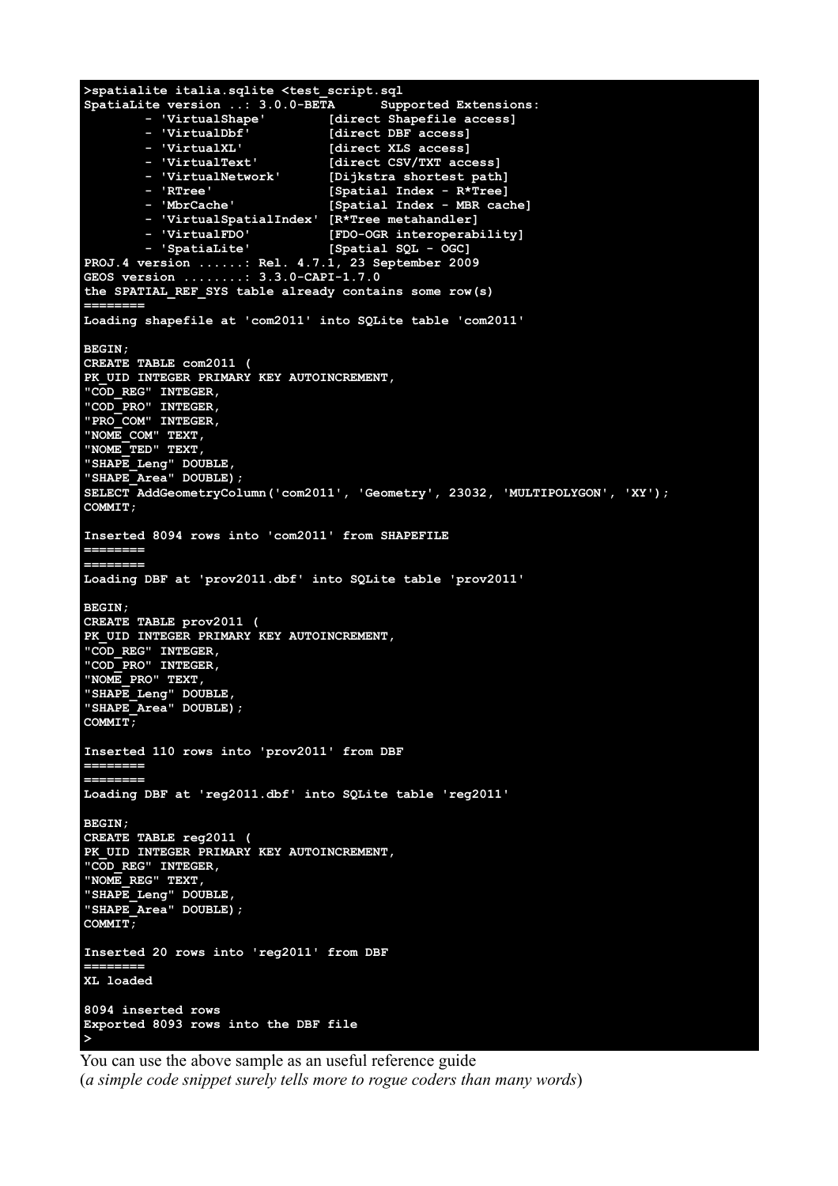```
>spatialite italia.sqlite <test_script.sql
SpatiaLite version ..: 3.0.0-BETA      Supported Extensions:
        - 'VirtualShape'        [direct Shapefile access]
        - 'VirtualDbf'          [direct DBF access]
        - 'VirtualXL'           [direct XLS access]
        - 'VirtualText'         [direct CSV/TXT access]
        - 'VirtualNetwork'      [Dijkstra shortest path]
        - 'RTree'               [Spatial Index - R*Tree]
        - 'MbrCache'            [Spatial Index - MBR cache]
        - 'VirtualSpatialIndex' [R*Tree metahandler]
        - 'VirtualFDO'          [FDO-OGR interoperability]
        - 'SpatiaLite'          [Spatial SQL - OGC]
PROJ.4 version ......: Rel. 4.7.1, 23 September 2009
GEOS version ........: 3.3.0-CAPI-1.7.0
the SPATIAL_REF_SYS table already contains some row(s)
========
Loading shapefile at 'com2011' into SQLite table 'com2011'

BEGIN;
CREATE TABLE com2011 (
PK_UID INTEGER PRIMARY KEY AUTOINCREMENT,
"COD_REG" INTEGER,
"COD_PRO" INTEGER,
"PRO_COM" INTEGER,
"NOME_COM" TEXT,
"NOME_TED" TEXT,
"SHAPE_Leng" DOUBLE,
"SHAPE_Area" DOUBLE);
SELECT AddGeometryColumn('com2011', 'Geometry', 23032, 'MULTIPOLYGON', 'XY');
COMMIT;

Inserted 8094 rows into 'com2011' from SHAPEFILE
========
========
Loading DBF at 'prov2011.dbf' into SQLite table 'prov2011'

BEGIN;
CREATE TABLE prov2011 (
PK_UID INTEGER PRIMARY KEY AUTOINCREMENT,
"COD_REG" INTEGER,
"COD_PRO" INTEGER,
"NOME_PRO" TEXT,
"SHAPE_Leng" DOUBLE,
"SHAPE_Area" DOUBLE);
COMMIT;

Inserted 110 rows into 'prov2011' from DBF
========
========
Loading DBF at 'reg2011.dbf' into SQLite table 'reg2011'

BEGIN;
CREATE TABLE reg2011 (
PK_UID INTEGER PRIMARY KEY AUTOINCREMENT,
"COD_REG" INTEGER,
"NOME_REG" TEXT,
"SHAPE_Leng" DOUBLE,
"SHAPE_Area" DOUBLE);
COMMIT;

Inserted 20 rows into 'reg2011' from DBF
========
XL loaded

8094 inserted rows
Exported 8093 rows into the DBF file
>
```

You can use the above sample as an useful reference guide
(*a simple code snippet surely tells more to rogue coders than many words*)